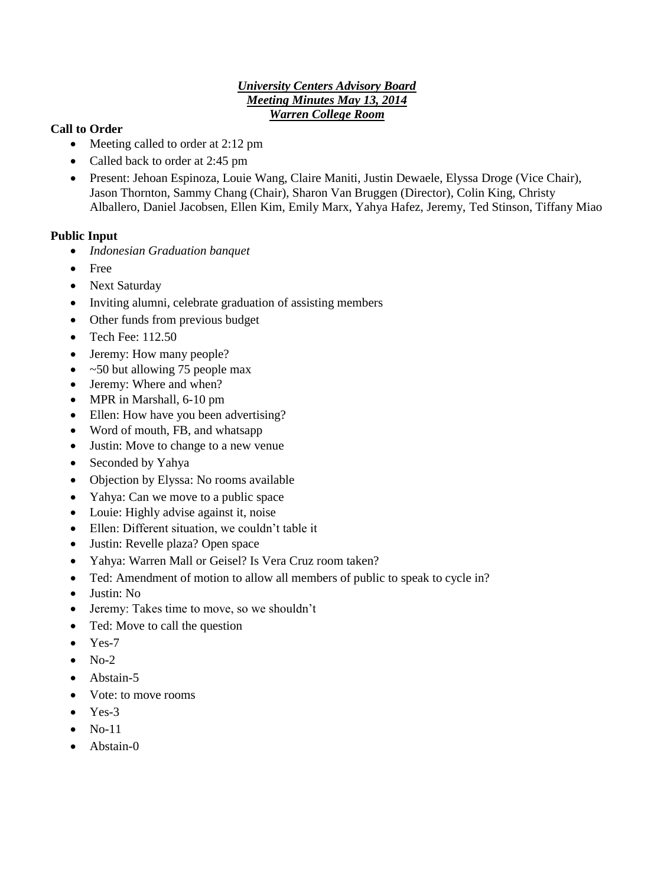***University Centers Advisory Board***
***Meeting Minutes May 13, 2014***
***Warren College Room***

**Call to Order**

- Meeting called to order at 2:12 pm
- Called back to order at 2:45 pm
- Present: Jehoan Espinoza, Louie Wang, Claire Maniti, Justin Dewaele, Elyssa Droge (Vice Chair), Jason Thornton, Sammy Chang (Chair), Sharon Van Bruggen (Director), Colin King, Christy Alballero, Daniel Jacobsen, Ellen Kim, Emily Marx, Yahya Hafez, Jeremy, Ted Stinson, Tiffany Miao

**Public Input**

- *Indonesian Graduation banquet*
- Free
- Next Saturday
- Inviting alumni, celebrate graduation of assisting members
- Other funds from previous budget
- Tech Fee: 112.50
- Jeremy: How many people?
- ~50 but allowing 75 people max
- Jeremy: Where and when?
- MPR in Marshall, 6-10 pm
- Ellen: How have you been advertising?
- Word of mouth, FB, and whatsapp
- Justin: Move to change to a new venue
- Seconded by Yahya
- Objection by Elyssa: No rooms available
- Yahya: Can we move to a public space
- Louie: Highly advise against it, noise
- Ellen: Different situation, we couldn't table it
- Justin: Revelle plaza? Open space
- Yahya: Warren Mall or Geisel? Is Vera Cruz room taken?
- Ted: Amendment of motion to allow all members of public to speak to cycle in?
- Justin: No
- Jeremy: Takes time to move, so we shouldn't
- Ted: Move to call the question
- Yes-7
- No-2
- Abstain-5
- Vote: to move rooms
- Yes-3
- No-11
- Abstain-0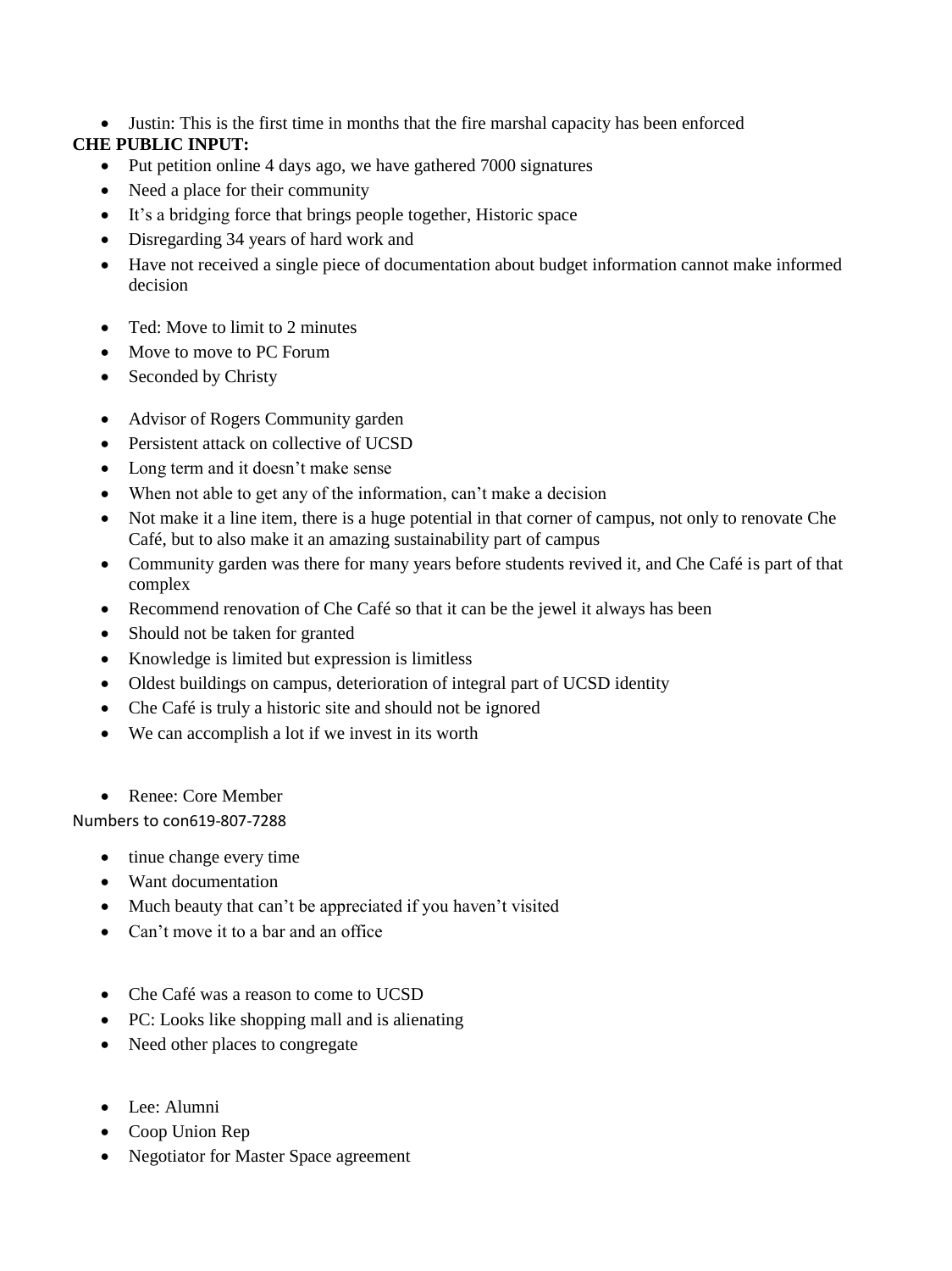- Justin: This is the first time in months that the fire marshal capacity has been enforced

**CHE PUBLIC INPUT:**

- Put petition online 4 days ago, we have gathered 7000 signatures
- Need a place for their community
- It's a bridging force that brings people together, Historic space
- Disregarding 34 years of hard work and
- Have not received a single piece of documentation about budget information cannot make informed decision

- Ted: Move to limit to 2 minutes
- Move to move to PC Forum
- Seconded by Christy

- Advisor of Rogers Community garden
- Persistent attack on collective of UCSD
- Long term and it doesn't make sense
- When not able to get any of the information, can't make a decision
- Not make it a line item, there is a huge potential in that corner of campus, not only to renovate Che Café, but to also make it an amazing sustainability part of campus
- Community garden was there for many years before students revived it, and Che Café is part of that complex
- Recommend renovation of Che Café so that it can be the jewel it always has been
- Should not be taken for granted
- Knowledge is limited but expression is limitless
- Oldest buildings on campus, deterioration of integral part of UCSD identity
- Che Café is truly a historic site and should not be ignored
- We can accomplish a lot if we invest in its worth

- Renee: Core Member

Numbers to con619-807-7288

- tinue change every time
- Want documentation
- Much beauty that can't be appreciated if you haven't visited
- Can't move it to a bar and an office

- Che Café was a reason to come to UCSD
- PC: Looks like shopping mall and is alienating
- Need other places to congregate

- Lee: Alumni
- Coop Union Rep
- Negotiator for Master Space agreement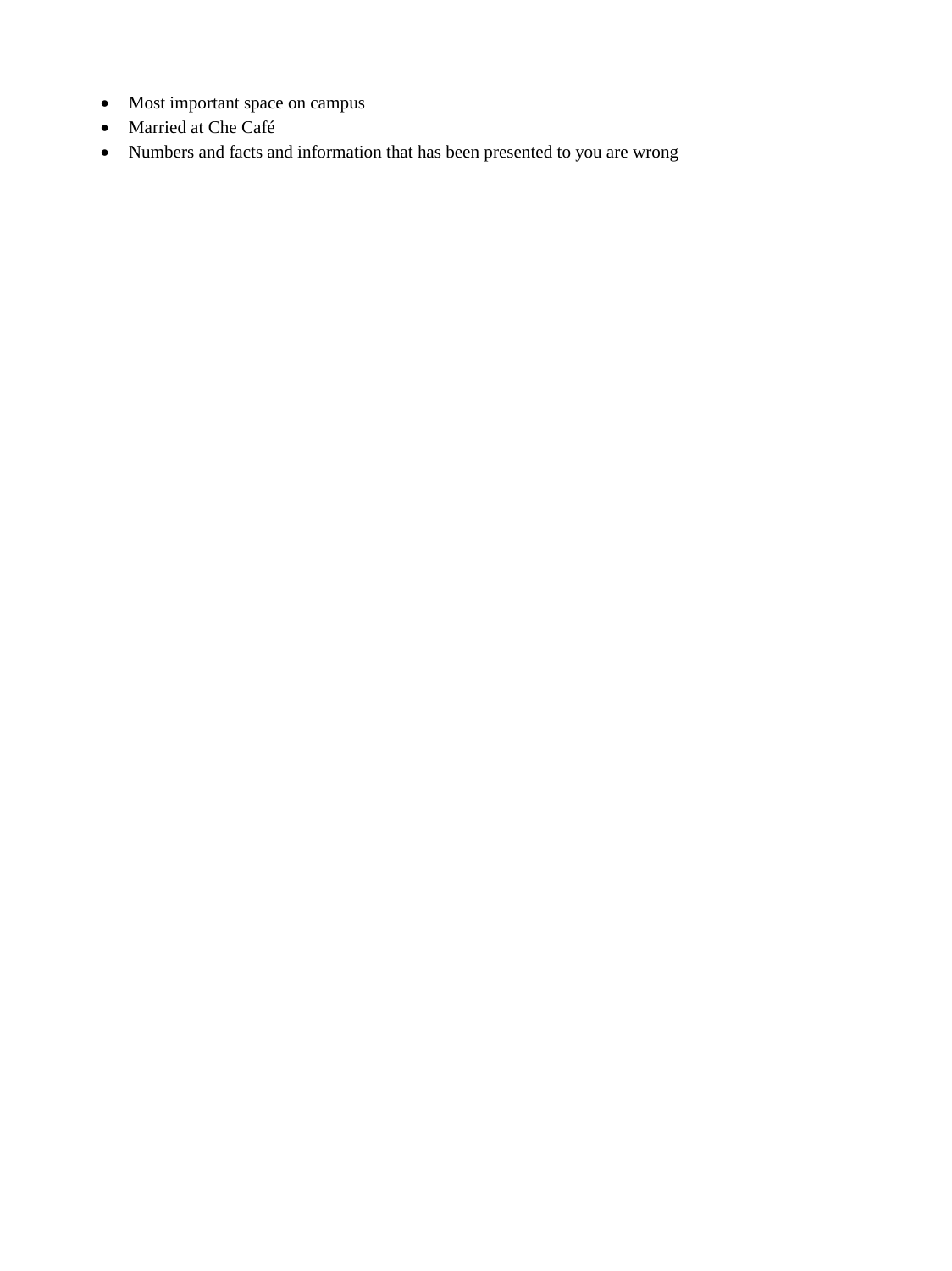- Most important space on campus
- Married at Che Café
- Numbers and facts and information that has been presented to you are wrong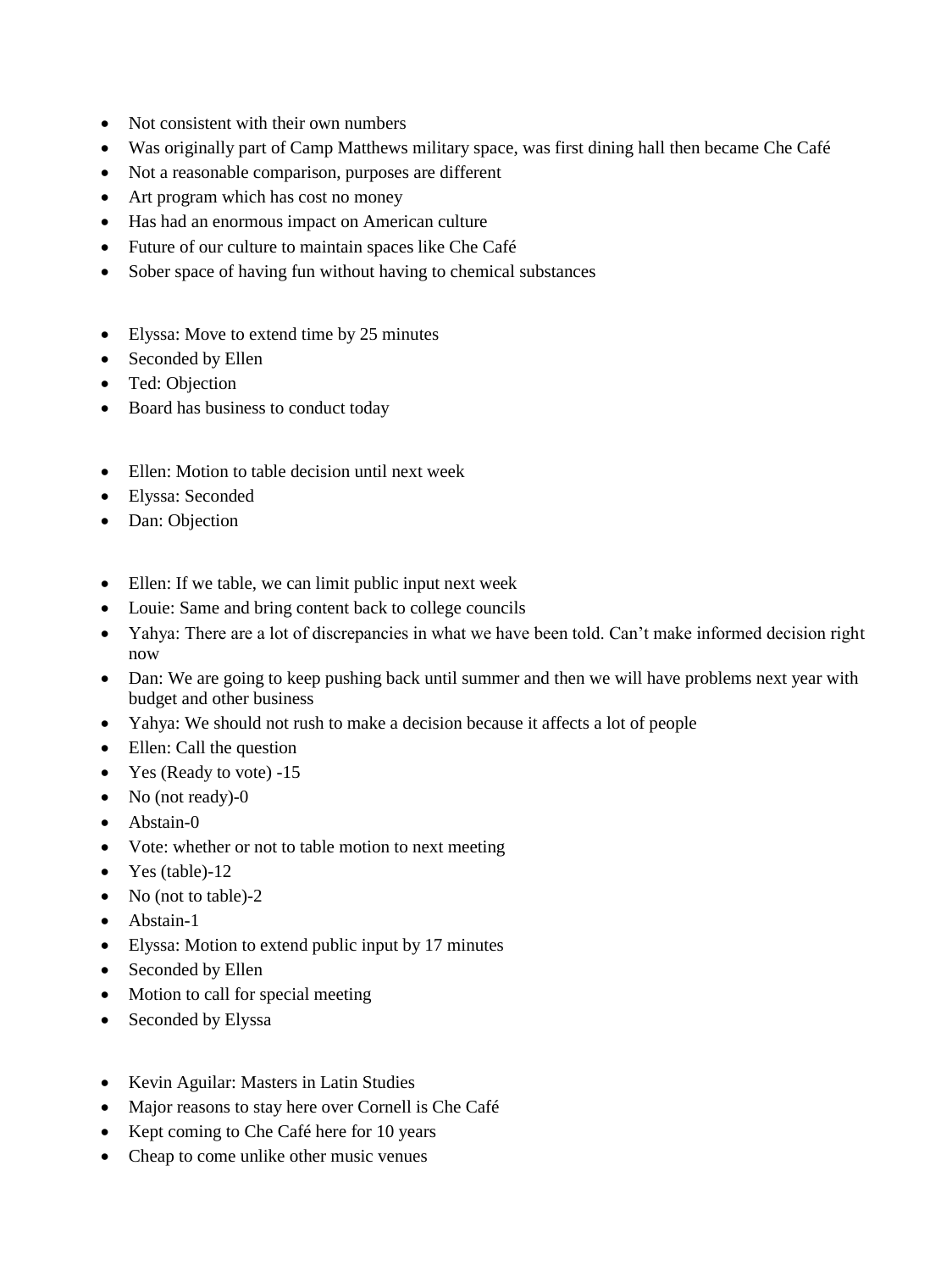- Not consistent with their own numbers
- Was originally part of Camp Matthews military space, was first dining hall then became Che Café
- Not a reasonable comparison, purposes are different
- Art program which has cost no money
- Has had an enormous impact on American culture
- Future of our culture to maintain spaces like Che Café
- Sober space of having fun without having to chemical substances

- Elyssa: Move to extend time by 25 minutes
- Seconded by Ellen
- Ted: Objection
- Board has business to conduct today

- Ellen: Motion to table decision until next week
- Elyssa: Seconded
- Dan: Objection

- Ellen: If we table, we can limit public input next week
- Louie: Same and bring content back to college councils
- Yahya: There are a lot of discrepancies in what we have been told. Can't make informed decision right now
- Dan: We are going to keep pushing back until summer and then we will have problems next year with budget and other business
- Yahya: We should not rush to make a decision because it affects a lot of people
- Ellen: Call the question
- Yes (Ready to vote) -15
- No (not ready)-0
- Abstain-0
- Vote: whether or not to table motion to next meeting
- Yes (table)-12
- No (not to table)-2
- Abstain-1
- Elyssa: Motion to extend public input by 17 minutes
- Seconded by Ellen
- Motion to call for special meeting
- Seconded by Elyssa

- Kevin Aguilar: Masters in Latin Studies
- Major reasons to stay here over Cornell is Che Café
- Kept coming to Che Café here for 10 years
- Cheap to come unlike other music venues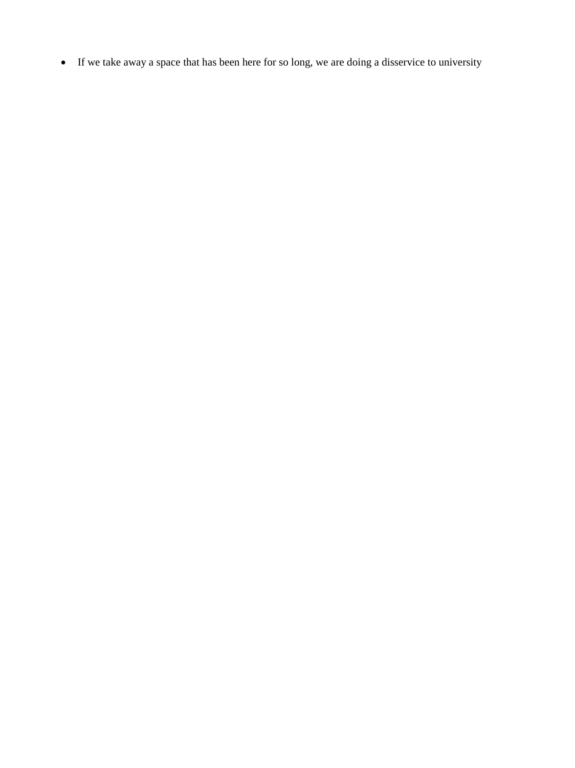- If we take away a space that has been here for so long, we are doing a disservice to university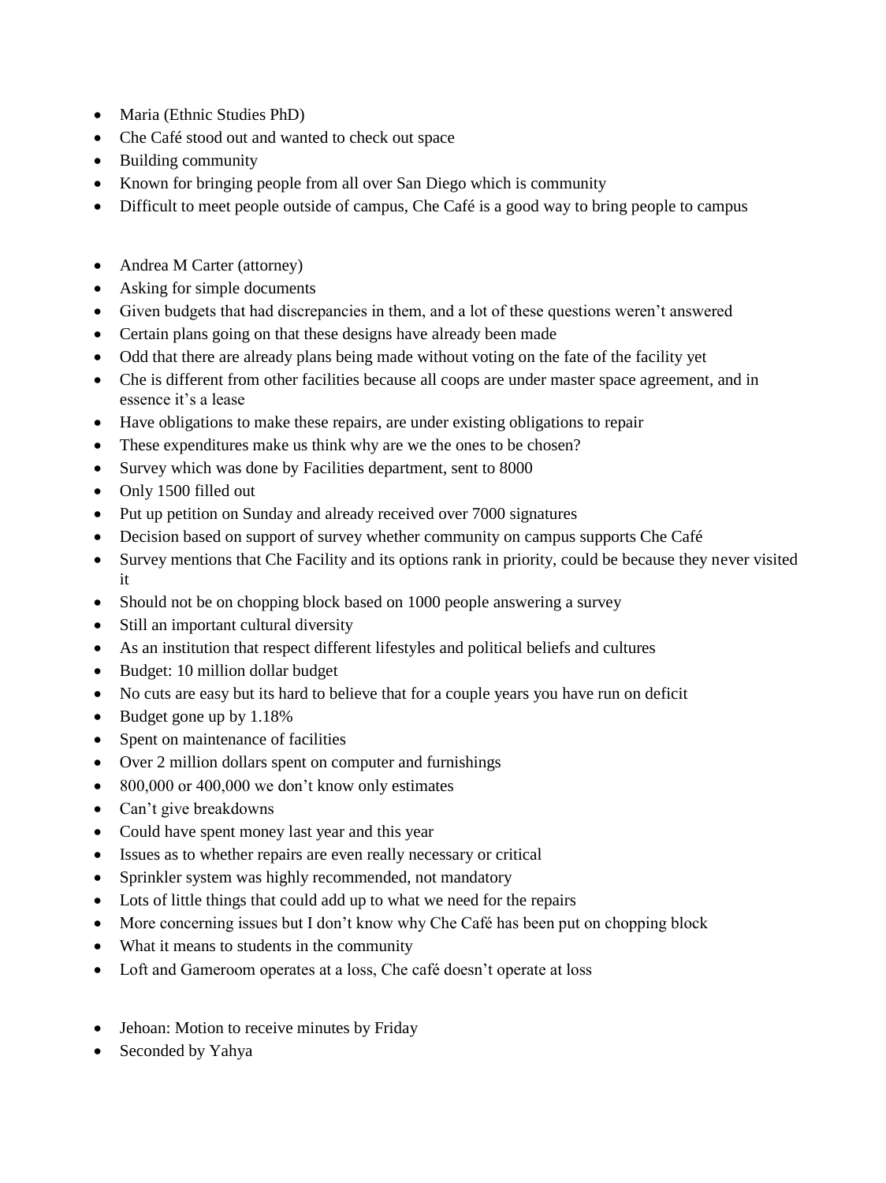- Maria (Ethnic Studies PhD)
- Che Café stood out and wanted to check out space
- Building community
- Known for bringing people from all over San Diego which is community
- Difficult to meet people outside of campus, Che Café is a good way to bring people to campus

- Andrea M Carter (attorney)
- Asking for simple documents
- Given budgets that had discrepancies in them, and a lot of these questions weren't answered
- Certain plans going on that these designs have already been made
- Odd that there are already plans being made without voting on the fate of the facility yet
- Che is different from other facilities because all coops are under master space agreement, and in essence it's a lease
- Have obligations to make these repairs, are under existing obligations to repair
- These expenditures make us think why are we the ones to be chosen?
- Survey which was done by Facilities department, sent to 8000
- Only 1500 filled out
- Put up petition on Sunday and already received over 7000 signatures
- Decision based on support of survey whether community on campus supports Che Café
- Survey mentions that Che Facility and its options rank in priority, could be because they never visited it
- Should not be on chopping block based on 1000 people answering a survey
- Still an important cultural diversity
- As an institution that respect different lifestyles and political beliefs and cultures
- Budget: 10 million dollar budget
- No cuts are easy but its hard to believe that for a couple years you have run on deficit
- Budget gone up by 1.18%
- Spent on maintenance of facilities
- Over 2 million dollars spent on computer and furnishings
- 800,000 or 400,000 we don't know only estimates
- Can't give breakdowns
- Could have spent money last year and this year
- Issues as to whether repairs are even really necessary or critical
- Sprinkler system was highly recommended, not mandatory
- Lots of little things that could add up to what we need for the repairs
- More concerning issues but I don't know why Che Café has been put on chopping block
- What it means to students in the community
- Loft and Gameroom operates at a loss, Che café doesn't operate at loss

- Jehoan: Motion to receive minutes by Friday
- Seconded by Yahya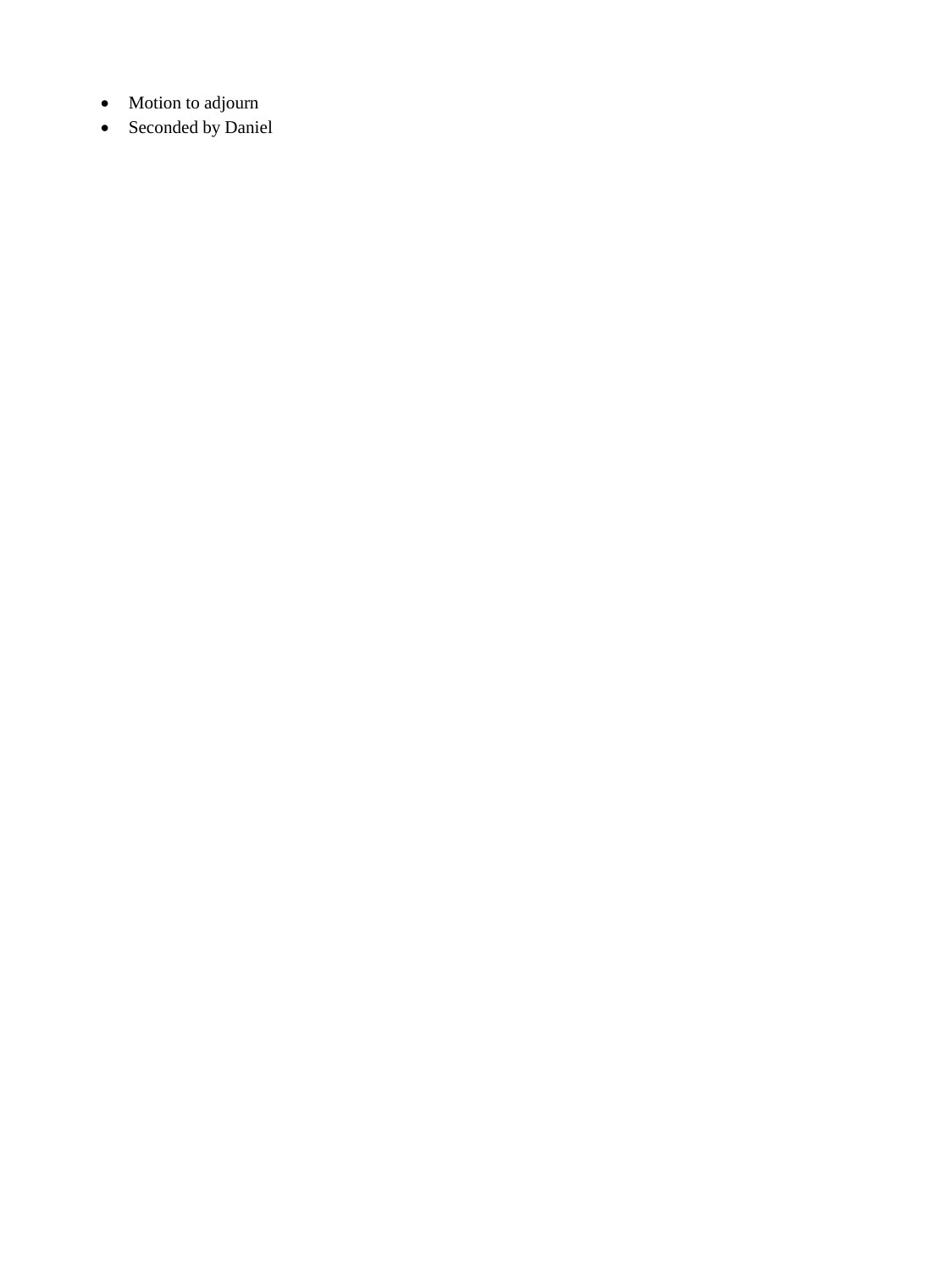- Motion to adjourn
- Seconded by Daniel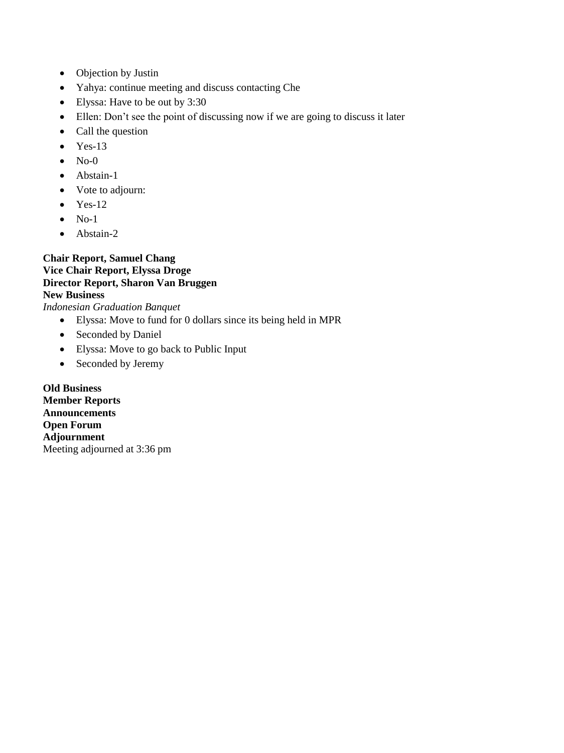- Objection by Justin
- Yahya: continue meeting and discuss contacting Che
- Elyssa: Have to be out by 3:30
- Ellen: Don't see the point of discussing now if we are going to discuss it later
- Call the question
- Yes-13
- No-0
- Abstain-1
- Vote to adjourn:
- Yes-12
- No-1
- Abstain-2

**Chair Report, Samuel Chang**
**Vice Chair Report, Elyssa Droge**
**Director Report, Sharon Van Bruggen**
**New Business**
*Indonesian Graduation Banquet*

- Elyssa: Move to fund for 0 dollars since its being held in MPR
- Seconded by Daniel
- Elyssa: Move to go back to Public Input
- Seconded by Jeremy

**Old Business**
**Member Reports**
**Announcements**
**Open Forum**
**Adjournment**
Meeting adjourned at 3:36 pm